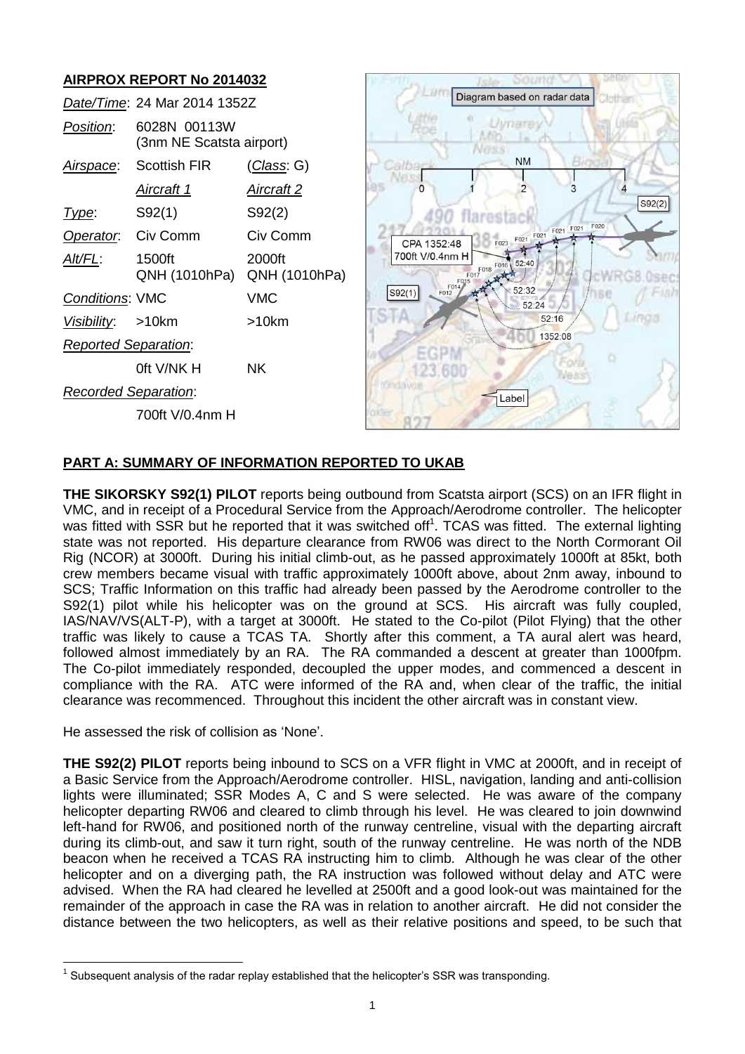## AIRPROX REPORT No 2014032

| | | |
|---|---|---|
| *Date/Time*: | 24 Mar 2014 1352Z | |
| *Position*: | 6028N 00113W (3nm NE Scatsta airport) | |
| *Airspace*: | Scottish FIR | (*Class*: G) |
| | *Aircraft 1* | *Aircraft 2* |
| *Type*: | S92(1) | S92(2) |
| *Operator*: | Civ Comm | Civ Comm |
| *Alt/FL*: | 1500ft QNH (1010hPa) | 2000ft QNH (1010hPa) |
| *Conditions*: | VMC | VMC |
| *Visibility*: | >10km | >10km |
| *Reported Separation*: | | |
| | 0ft V/NK H | NK |
| *Recorded Separation*: | | |
| | 700ft V/0.4nm H | |

Diagram based on radar data

CPA 1352:48
700ft V/0.4nm H

## PART A: SUMMARY OF INFORMATION REPORTED TO UKAB

**THE SIKORSKY S92(1) PILOT** reports being outbound from Scatsta airport (SCS) on an IFR flight in VMC, and in receipt of a Procedural Service from the Approach/Aerodrome controller. The helicopter was fitted with SSR but he reported that it was switched off[1]. TCAS was fitted. The external lighting state was not reported. His departure clearance from RW06 was direct to the North Cormorant Oil Rig (NCOR) at 3000ft. During his initial climb-out, as he passed approximately 1000ft at 85kt, both crew members became visual with traffic approximately 1000ft above, about 2nm away, inbound to SCS; Traffic Information on this traffic had already been passed by the Aerodrome controller to the S92(1) pilot while his helicopter was on the ground at SCS. His aircraft was fully coupled, IAS/NAV/VS(ALT-P), with a target at 3000ft. He stated to the Co-pilot (Pilot Flying) that the other traffic was likely to cause a TCAS TA. Shortly after this comment, a TA aural alert was heard, followed almost immediately by an RA. The RA commanded a descent at greater than 1000fpm. The Co-pilot immediately responded, decoupled the upper modes, and commenced a descent in compliance with the RA. ATC were informed of the RA and, when clear of the traffic, the initial clearance was recommenced. Throughout this incident the other aircraft was in constant view.

He assessed the risk of collision as 'None'.

**THE S92(2) PILOT** reports being inbound to SCS on a VFR flight in VMC at 2000ft, and in receipt of a Basic Service from the Approach/Aerodrome controller. HISL, navigation, landing and anti-collision lights were illuminated; SSR Modes A, C and S were selected. He was aware of the company helicopter departing RW06 and cleared to climb through his level. He was cleared to join downwind left-hand for RW06, and positioned north of the runway centreline, visual with the departing aircraft during its climb-out, and saw it turn right, south of the runway centreline. He was north of the NDB beacon when he received a TCAS RA instructing him to climb. Although he was clear of the other helicopter and on a diverging path, the RA instruction was followed without delay and ATC were advised. When the RA had cleared he levelled at 2500ft and a good look-out was maintained for the remainder of the approach in case the RA was in relation to another aircraft. He did not consider the distance between the two helicopters, as well as their relative positions and speed, to be such that

[1] Subsequent analysis of the radar replay established that the helicopter's SSR was transponding.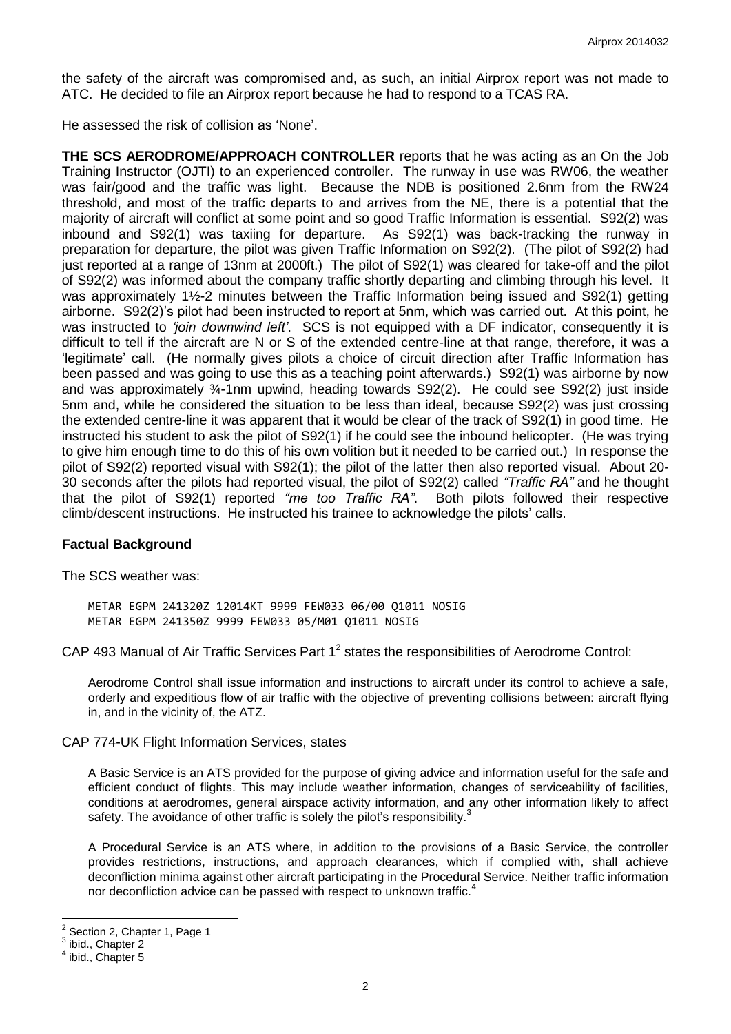the safety of the aircraft was compromised and, as such, an initial Airprox report was not made to ATC. He decided to file an Airprox report because he had to respond to a TCAS RA.

He assessed the risk of collision as 'None'.

**THE SCS AERODROME/APPROACH CONTROLLER** reports that he was acting as an On the Job Training Instructor (OJTI) to an experienced controller. The runway in use was RW06, the weather was fair/good and the traffic was light. Because the NDB is positioned 2.6nm from the RW24 threshold, and most of the traffic departs to and arrives from the NE, there is a potential that the majority of aircraft will conflict at some point and so good Traffic Information is essential. S92(2) was inbound and S92(1) was taxiing for departure. As S92(1) was back-tracking the runway in preparation for departure, the pilot was given Traffic Information on S92(2). (The pilot of S92(2) had just reported at a range of 13nm at 2000ft.) The pilot of S92(1) was cleared for take-off and the pilot of S92(2) was informed about the company traffic shortly departing and climbing through his level. It was approximately 1½-2 minutes between the Traffic Information being issued and S92(1) getting airborne. S92(2)'s pilot had been instructed to report at 5nm, which was carried out. At this point, he was instructed to *'join downwind left'*. SCS is not equipped with a DF indicator, consequently it is difficult to tell if the aircraft are N or S of the extended centre-line at that range, therefore, it was a 'legitimate' call. (He normally gives pilots a choice of circuit direction after Traffic Information has been passed and was going to use this as a teaching point afterwards.) S92(1) was airborne by now and was approximately ¾-1nm upwind, heading towards S92(2). He could see S92(2) just inside 5nm and, while he considered the situation to be less than ideal, because S92(2) was just crossing the extended centre-line it was apparent that it would be clear of the track of S92(1) in good time. He instructed his student to ask the pilot of S92(1) if he could see the inbound helicopter. (He was trying to give him enough time to do this of his own volition but it needed to be carried out.) In response the pilot of S92(2) reported visual with S92(1); the pilot of the latter then also reported visual. About 20-30 seconds after the pilots had reported visual, the pilot of S92(2) called *"Traffic RA"* and he thought that the pilot of S92(1) reported *"me too Traffic RA"*. Both pilots followed their respective climb/descent instructions. He instructed his trainee to acknowledge the pilots' calls.

## Factual Background

The SCS weather was:

```
METAR EGPM 241320Z 12014KT 9999 FEW033 06/00 Q1011 NOSIG
METAR EGPM 241350Z 9999 FEW033 05/M01 Q1011 NOSIG
```

CAP 493 Manual of Air Traffic Services Part 1[2] states the responsibilities of Aerodrome Control:

> Aerodrome Control shall issue information and instructions to aircraft under its control to achieve a safe, orderly and expeditious flow of air traffic with the objective of preventing collisions between: aircraft flying in, and in the vicinity of, the ATZ.

CAP 774-UK Flight Information Services, states

> A Basic Service is an ATS provided for the purpose of giving advice and information useful for the safe and efficient conduct of flights. This may include weather information, changes of serviceability of facilities, conditions at aerodromes, general airspace activity information, and any other information likely to affect safety. The avoidance of other traffic is solely the pilot's responsibility.[3]
>
> A Procedural Service is an ATS where, in addition to the provisions of a Basic Service, the controller provides restrictions, instructions, and approach clearances, which if complied with, shall achieve deconfliction minima against other aircraft participating in the Procedural Service. Neither traffic information nor deconfliction advice can be passed with respect to unknown traffic.[4]

---

[2] Section 2, Chapter 1, Page 1
[3] ibid., Chapter 2
[4] ibid., Chapter 5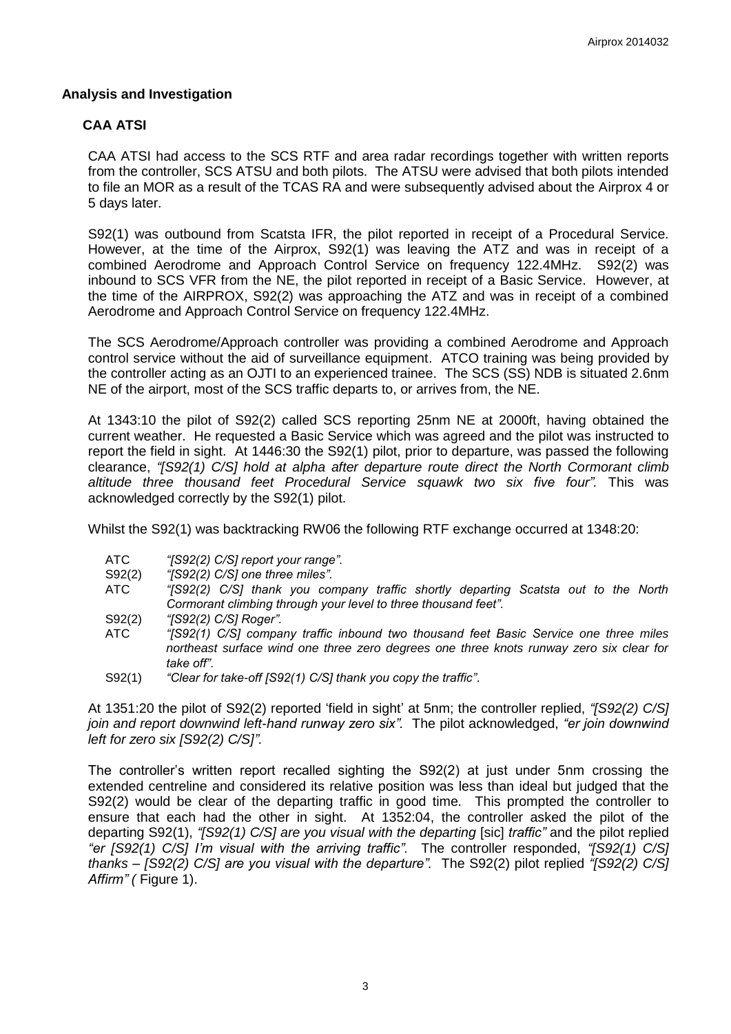## Analysis and Investigation

### CAA ATSI

CAA ATSI had access to the SCS RTF and area radar recordings together with written reports from the controller, SCS ATSU and both pilots. The ATSU were advised that both pilots intended to file an MOR as a result of the TCAS RA and were subsequently advised about the Airprox 4 or 5 days later.

S92(1) was outbound from Scatsta IFR, the pilot reported in receipt of a Procedural Service. However, at the time of the Airprox, S92(1) was leaving the ATZ and was in receipt of a combined Aerodrome and Approach Control Service on frequency 122.4MHz. S92(2) was inbound to SCS VFR from the NE, the pilot reported in receipt of a Basic Service. However, at the time of the AIRPROX, S92(2) was approaching the ATZ and was in receipt of a combined Aerodrome and Approach Control Service on frequency 122.4MHz.

The SCS Aerodrome/Approach controller was providing a combined Aerodrome and Approach control service without the aid of surveillance equipment. ATCO training was being provided by the controller acting as an OJTI to an experienced trainee. The SCS (SS) NDB is situated 2.6nm NE of the airport, most of the SCS traffic departs to, or arrives from, the NE.

At 1343:10 the pilot of S92(2) called SCS reporting 25nm NE at 2000ft, having obtained the current weather. He requested a Basic Service which was agreed and the pilot was instructed to report the field in sight. At 1446:30 the S92(1) pilot, prior to departure, was passed the following clearance, *"[S92(1) C/S] hold at alpha after departure route direct the North Cormorant climb altitude three thousand feet Procedural Service squawk two six five four".* This was acknowledged correctly by the S92(1) pilot.

Whilst the S92(1) was backtracking RW06 the following RTF exchange occurred at 1348:20:

| | |
|---|---|
| ATC | *"[S92(2) C/S] report your range".* |
| S92(2) | *"[S92(2) C/S] one three miles".* |
| ATC | *"[S92(2) C/S] thank you company traffic shortly departing Scatsta out to the North Cormorant climbing through your level to three thousand feet".* |
| S92(2) | *"[S92(2) C/S] Roger".* |
| ATC | *"[S92(1) C/S] company traffic inbound two thousand feet Basic Service one three miles northeast surface wind one three zero degrees one three knots runway zero six clear for take off".* |
| S92(1) | *"Clear for take-off [S92(1) C/S] thank you copy the traffic".* |

At 1351:20 the pilot of S92(2) reported 'field in sight' at 5nm; the controller replied, *"[S92(2) C/S] join and report downwind left-hand runway zero six".* The pilot acknowledged, *"er join downwind left for zero six [S92(2) C/S]".*

The controller's written report recalled sighting the S92(2) at just under 5nm crossing the extended centreline and considered its relative position was less than ideal but judged that the S92(2) would be clear of the departing traffic in good time. This prompted the controller to ensure that each had the other in sight. At 1352:04, the controller asked the pilot of the departing S92(1), *"[S92(1) C/S] are you visual with the departing* [sic] *traffic"* and the pilot replied *"er [S92(1) C/S] I'm visual with the arriving traffic".* The controller responded, *"[S92(1) C/S] thanks – [S92(2) C/S] are you visual with the departure".* The S92(2) pilot replied *"[S92(2) C/S] Affirm" (* Figure 1).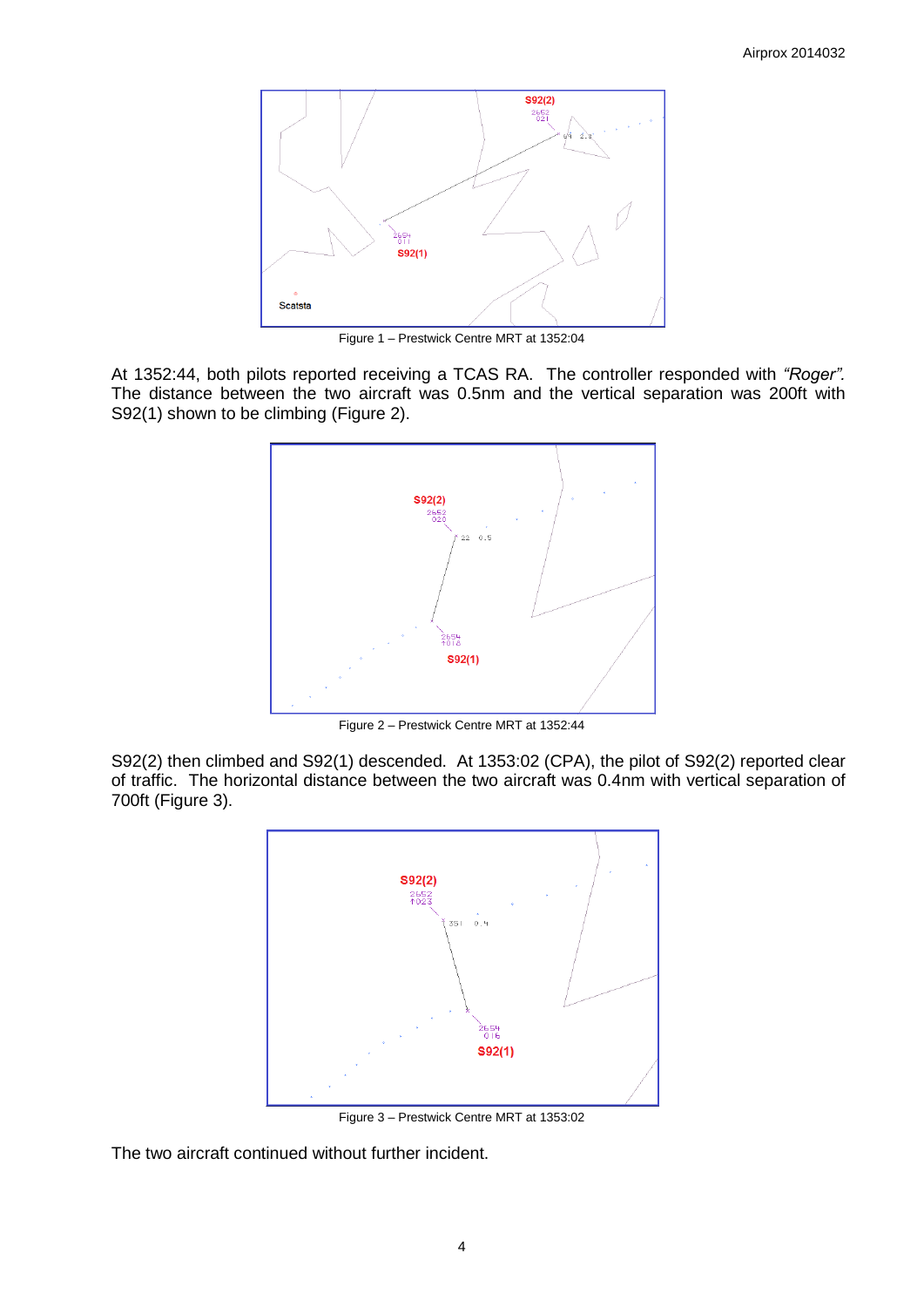Figure 1 – Prestwick Centre MRT at 1352:04

At 1352:44, both pilots reported receiving a TCAS RA. The controller responded with *"Roger"*. The distance between the two aircraft was 0.5nm and the vertical separation was 200ft with S92(1) shown to be climbing (Figure 2).

Figure 2 – Prestwick Centre MRT at 1352:44

S92(2) then climbed and S92(1) descended. At 1353:02 (CPA), the pilot of S92(2) reported clear of traffic. The horizontal distance between the two aircraft was 0.4nm with vertical separation of 700ft (Figure 3).

Figure 3 – Prestwick Centre MRT at 1353:02

The two aircraft continued without further incident.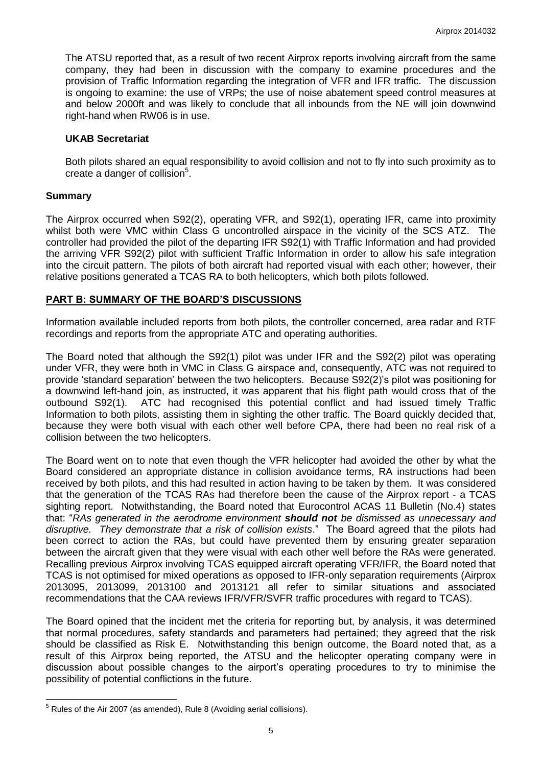The ATSU reported that, as a result of two recent Airprox reports involving aircraft from the same company, they had been in discussion with the company to examine procedures and the provision of Traffic Information regarding the integration of VFR and IFR traffic. The discussion is ongoing to examine: the use of VRPs; the use of noise abatement speed control measures at and below 2000ft and was likely to conclude that all inbounds from the NE will join downwind right-hand when RW06 is in use.

### UKAB Secretariat

Both pilots shared an equal responsibility to avoid collision and not to fly into such proximity as to create a danger of collision[5].

### Summary

The Airprox occurred when S92(2), operating VFR, and S92(1), operating IFR, came into proximity whilst both were VMC within Class G uncontrolled airspace in the vicinity of the SCS ATZ. The controller had provided the pilot of the departing IFR S92(1) with Traffic Information and had provided the arriving VFR S92(2) pilot with sufficient Traffic Information in order to allow his safe integration into the circuit pattern. The pilots of both aircraft had reported visual with each other; however, their relative positions generated a TCAS RA to both helicopters, which both pilots followed.

## PART B: SUMMARY OF THE BOARD'S DISCUSSIONS

Information available included reports from both pilots, the controller concerned, area radar and RTF recordings and reports from the appropriate ATC and operating authorities.

The Board noted that although the S92(1) pilot was under IFR and the S92(2) pilot was operating under VFR, they were both in VMC in Class G airspace and, consequently, ATC was not required to provide 'standard separation' between the two helicopters. Because S92(2)'s pilot was positioning for a downwind left-hand join, as instructed, it was apparent that his flight path would cross that of the outbound S92(1). ATC had recognised this potential conflict and had issued timely Traffic Information to both pilots, assisting them in sighting the other traffic. The Board quickly decided that, because they were both visual with each other well before CPA, there had been no real risk of a collision between the two helicopters.

The Board went on to note that even though the VFR helicopter had avoided the other by what the Board considered an appropriate distance in collision avoidance terms, RA instructions had been received by both pilots, and this had resulted in action having to be taken by them. It was considered that the generation of the TCAS RAs had therefore been the cause of the Airprox report - a TCAS sighting report. Notwithstanding, the Board noted that Eurocontrol ACAS 11 Bulletin (No.4) states that: "*RAs generated in the aerodrome environment **should not** be dismissed as unnecessary and disruptive. They demonstrate that a risk of collision exists*." The Board agreed that the pilots had been correct to action the RAs, but could have prevented them by ensuring greater separation between the aircraft given that they were visual with each other well before the RAs were generated. Recalling previous Airprox involving TCAS equipped aircraft operating VFR/IFR, the Board noted that TCAS is not optimised for mixed operations as opposed to IFR-only separation requirements (Airprox 2013095, 2013099, 2013100 and 2013121 all refer to similar situations and associated recommendations that the CAA reviews IFR/VFR/SVFR traffic procedures with regard to TCAS).

The Board opined that the incident met the criteria for reporting but, by analysis, it was determined that normal procedures, safety standards and parameters had pertained; they agreed that the risk should be classified as Risk E. Notwithstanding this benign outcome, the Board noted that, as a result of this Airprox being reported, the ATSU and the helicopter operating company were in discussion about possible changes to the airport's operating procedures to try to minimise the possibility of potential conflictions in the future.

---

[5] Rules of the Air 2007 (as amended), Rule 8 (Avoiding aerial collisions).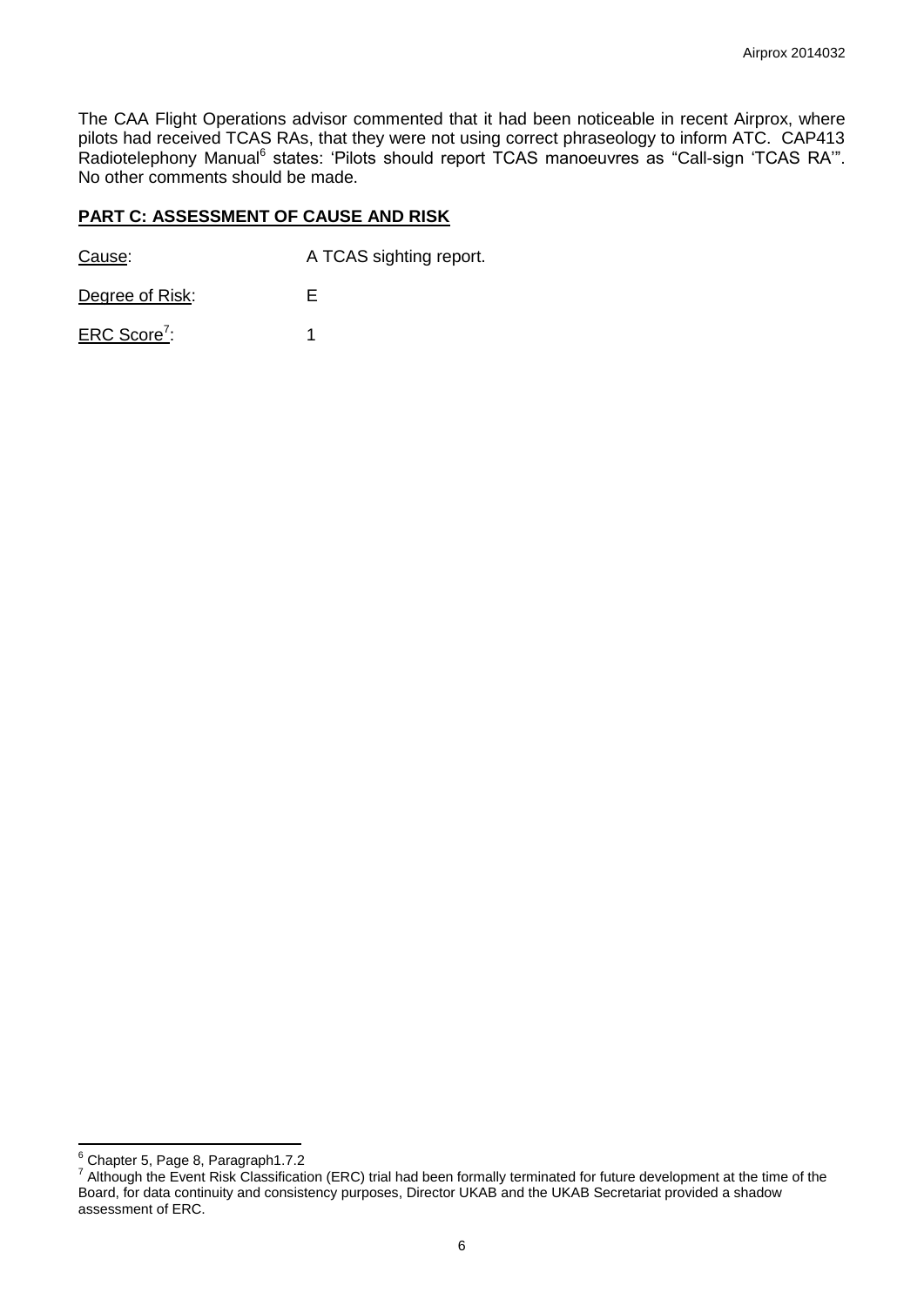The CAA Flight Operations advisor commented that it had been noticeable in recent Airprox, where pilots had received TCAS RAs, that they were not using correct phraseology to inform ATC. CAP413 Radiotelephony Manual[6] states: 'Pilots should report TCAS manoeuvres as "Call-sign 'TCAS RA'". No other comments should be made.

## PART C: ASSESSMENT OF CAUSE AND RISK

Cause: A TCAS sighting report.

Degree of Risk: E

ERC Score[7]: 1

---

[6] Chapter 5, Page 8, Paragraph1.7.2

[7] Although the Event Risk Classification (ERC) trial had been formally terminated for future development at the time of the Board, for data continuity and consistency purposes, Director UKAB and the UKAB Secretariat provided a shadow assessment of ERC.